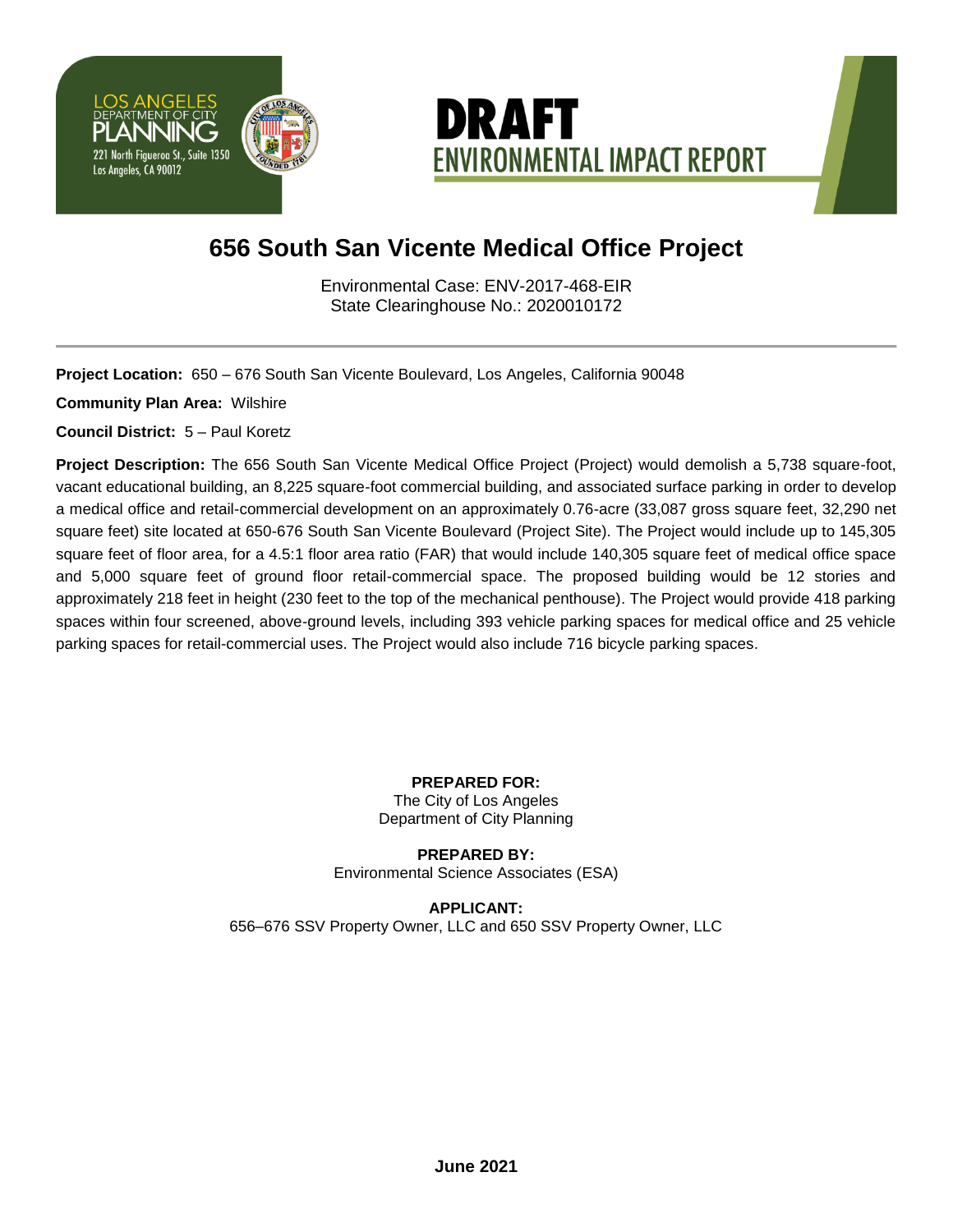LOS ANGELES DEPARTMENT OF CITY PLANNING
221 North Figueroa St., Suite 1350
Los Angeles, CA 90012

# DRAFT ENVIRONMENTAL IMPACT REPORT

## 656 South San Vicente Medical Office Project

Environmental Case: ENV-2017-468-EIR
State Clearinghouse No.: 2020010172

---

**Project Location:** 650 – 676 South San Vicente Boulevard, Los Angeles, California 90048

**Community Plan Area:** Wilshire

**Council District:** 5 – Paul Koretz

**Project Description:** The 656 South San Vicente Medical Office Project (Project) would demolish a 5,738 square-foot, vacant educational building, an 8,225 square-foot commercial building, and associated surface parking in order to develop a medical office and retail-commercial development on an approximately 0.76-acre (33,087 gross square feet, 32,290 net square feet) site located at 650-676 South San Vicente Boulevard (Project Site). The Project would include up to 145,305 square feet of floor area, for a 4.5:1 floor area ratio (FAR) that would include 140,305 square feet of medical office space and 5,000 square feet of ground floor retail-commercial space. The proposed building would be 12 stories and approximately 218 feet in height (230 feet to the top of the mechanical penthouse). The Project would provide 418 parking spaces within four screened, above-ground levels, including 393 vehicle parking spaces for medical office and 25 vehicle parking spaces for retail-commercial uses. The Project would also include 716 bicycle parking spaces.

**PREPARED FOR:**
The City of Los Angeles
Department of City Planning

**PREPARED BY:**
Environmental Science Associates (ESA)

**APPLICANT:**
656–676 SSV Property Owner, LLC and 650 SSV Property Owner, LLC

**June 2021**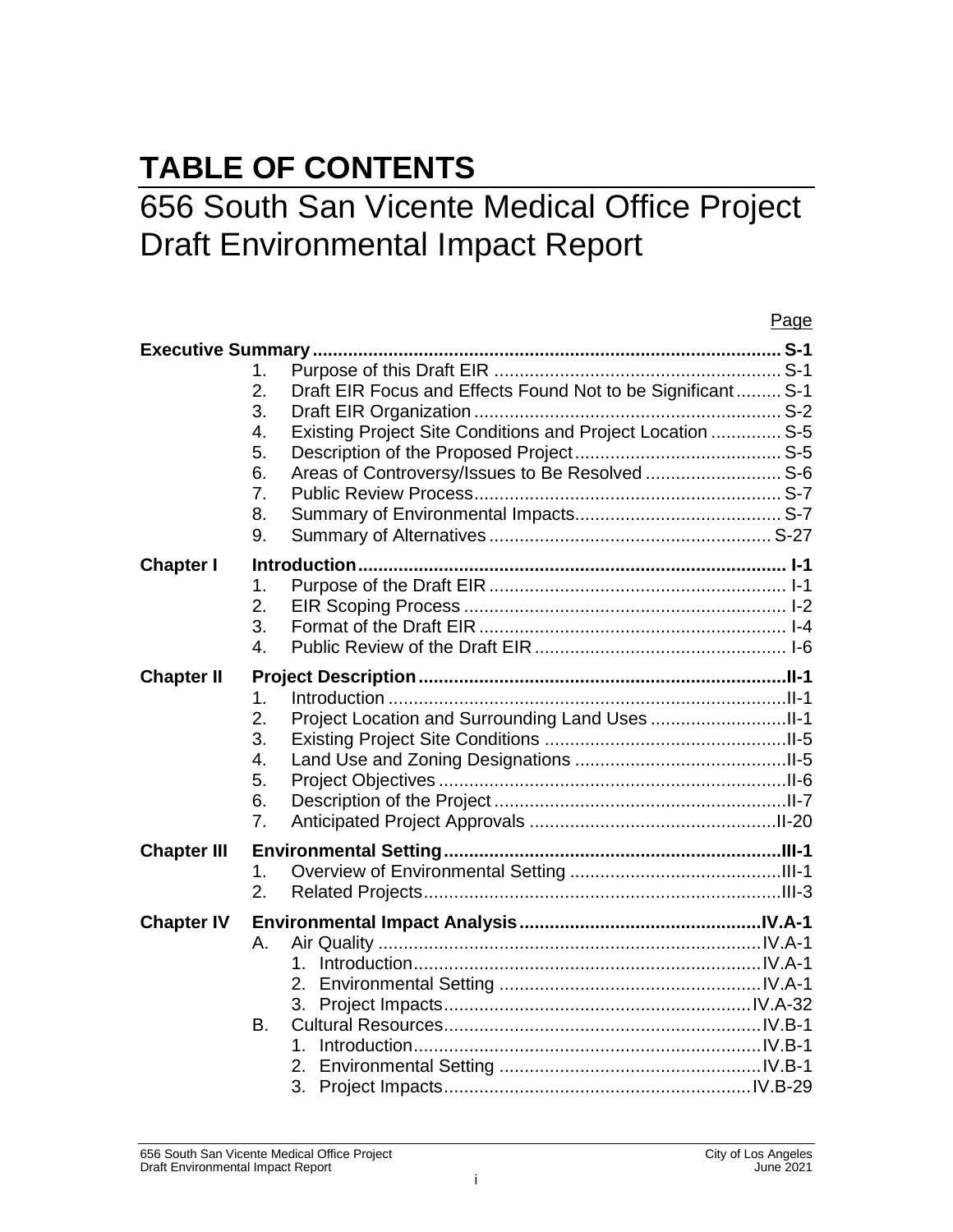# TABLE OF CONTENTS

# 656 South San Vicente Medical Office Project Draft Environmental Impact Report

| | | Page |
|---|---|---|
| **Executive Summary** | | **S-1** |
| | 1. Purpose of this Draft EIR | S-1 |
| | 2. Draft EIR Focus and Effects Found Not to be Significant | S-1 |
| | 3. Draft EIR Organization | S-2 |
| | 4. Existing Project Site Conditions and Project Location | S-5 |
| | 5. Description of the Proposed Project | S-5 |
| | 6. Areas of Controversy/Issues to Be Resolved | S-6 |
| | 7. Public Review Process | S-7 |
| | 8. Summary of Environmental Impacts | S-7 |
| | 9. Summary of Alternatives | S-27 |
| **Chapter I** | **Introduction** | **I-1** |
| | 1. Purpose of the Draft EIR | I-1 |
| | 2. EIR Scoping Process | I-2 |
| | 3. Format of the Draft EIR | I-4 |
| | 4. Public Review of the Draft EIR | I-6 |
| **Chapter II** | **Project Description** | **II-1** |
| | 1. Introduction | II-1 |
| | 2. Project Location and Surrounding Land Uses | II-1 |
| | 3. Existing Project Site Conditions | II-5 |
| | 4. Land Use and Zoning Designations | II-5 |
| | 5. Project Objectives | II-6 |
| | 6. Description of the Project | II-7 |
| | 7. Anticipated Project Approvals | II-20 |
| **Chapter III** | **Environmental Setting** | **III-1** |
| | 1. Overview of Environmental Setting | III-1 |
| | 2. Related Projects | III-3 |
| **Chapter IV** | **Environmental Impact Analysis** | **IV.A-1** |
| | A. Air Quality | IV.A-1 |
| | 1. Introduction | IV.A-1 |
| | 2. Environmental Setting | IV.A-1 |
| | 3. Project Impacts | IV.A-32 |
| | B. Cultural Resources | IV.B-1 |
| | 1. Introduction | IV.B-1 |
| | 2. Environmental Setting | IV.B-1 |
| | 3. Project Impacts | IV.B-29 |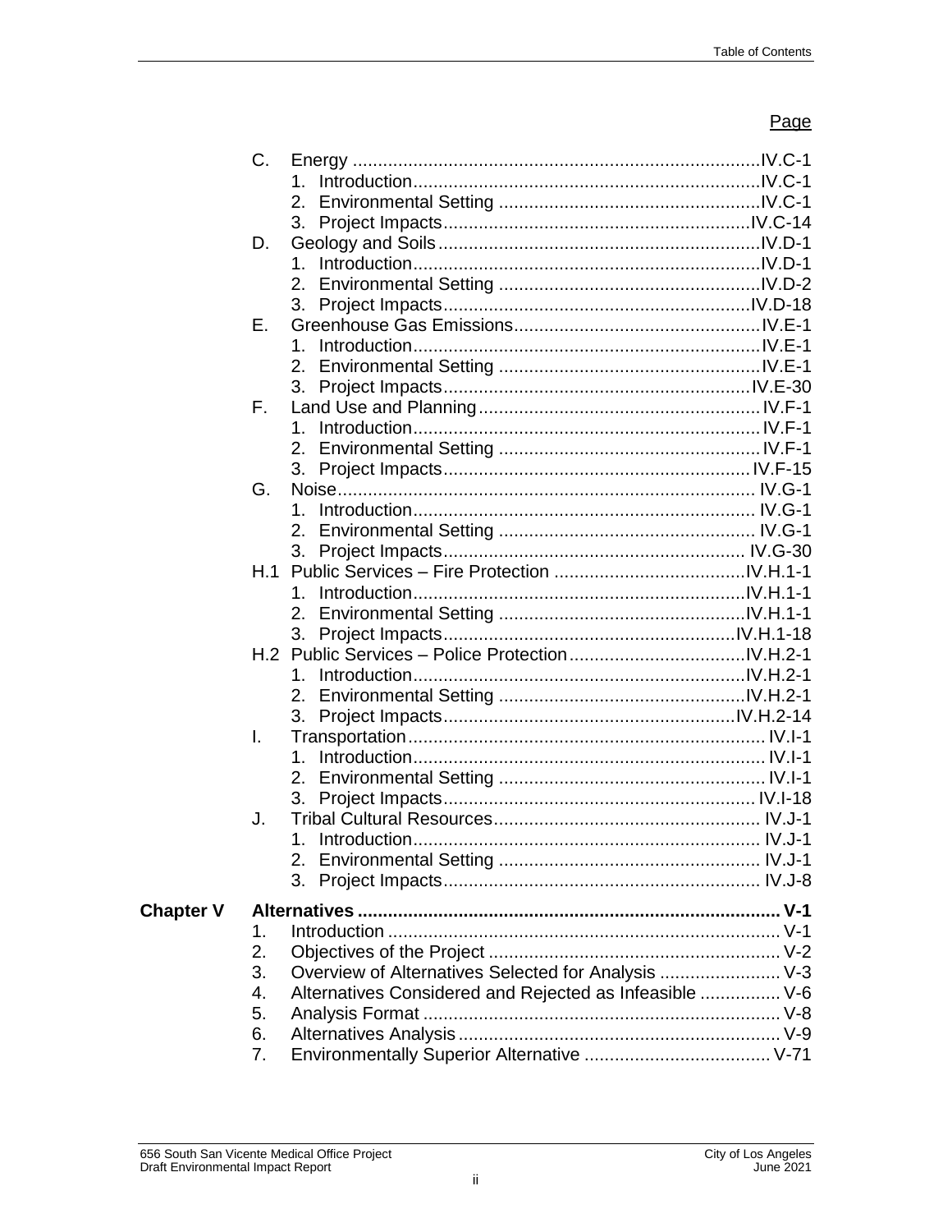Page

C. Energy ................................................................................IV.C-1
   1. Introduction....................................................................IV.C-1
   2. Environmental Setting ...................................................IV.C-1
   3. Project Impacts............................................................IV.C-14
D. Geology and Soils ..............................................................IV.D-1
   1. Introduction....................................................................IV.D-1
   2. Environmental Setting ...................................................IV.D-2
   3. Project Impacts............................................................IV.D-18
E. Greenhouse Gas Emissions................................................IV.E-1
   1. Introduction....................................................................IV.E-1
   2. Environmental Setting ...................................................IV.E-1
   3. Project Impacts............................................................IV.E-30
F. Land Use and Planning.......................................................IV.F-1
   1. Introduction....................................................................IV.F-1
   2. Environmental Setting ...................................................IV.F-1
   3. Project Impacts............................................................IV.F-15
G. Noise..................................................................................IV.G-1
   1. Introduction....................................................................IV.G-1
   2. Environmental Setting ...................................................IV.G-1
   3. Project Impacts............................................................IV.G-30
H.1 Public Services – Fire Protection .....................................IV.H.1-1
   1. Introduction..................................................................IV.H.1-1
   2. Environmental Setting .................................................IV.H.1-1
   3. Project Impacts..........................................................IV.H.1-18
H.2 Public Services – Police Protection..................................IV.H.2-1
   1. Introduction..................................................................IV.H.2-1
   2. Environmental Setting .................................................IV.H.2-1
   3. Project Impacts..........................................................IV.H.2-14
I. Transportation......................................................................IV.I-1
   1. Introduction.....................................................................IV.I-1
   2. Environmental Setting ....................................................IV.I-1
   3. Project Impacts.............................................................IV.I-18
J. Tribal Cultural Resources....................................................IV.J-1
   1. Introduction....................................................................IV.J-1
   2. Environmental Setting ...................................................IV.J-1
   3. Project Impacts..............................................................IV.J-8

**Chapter V Alternatives ................................................................................... V-1**

1. Introduction ............................................................................ V-1
2. Objectives of the Project ......................................................... V-2
3. Overview of Alternatives Selected for Analysis ........................ V-3
4. Alternatives Considered and Rejected as Infeasible ................ V-6
5. Analysis Format ...................................................................... V-8
6. Alternatives Analysis ............................................................... V-9
7. Environmentally Superior Alternative .................................... V-71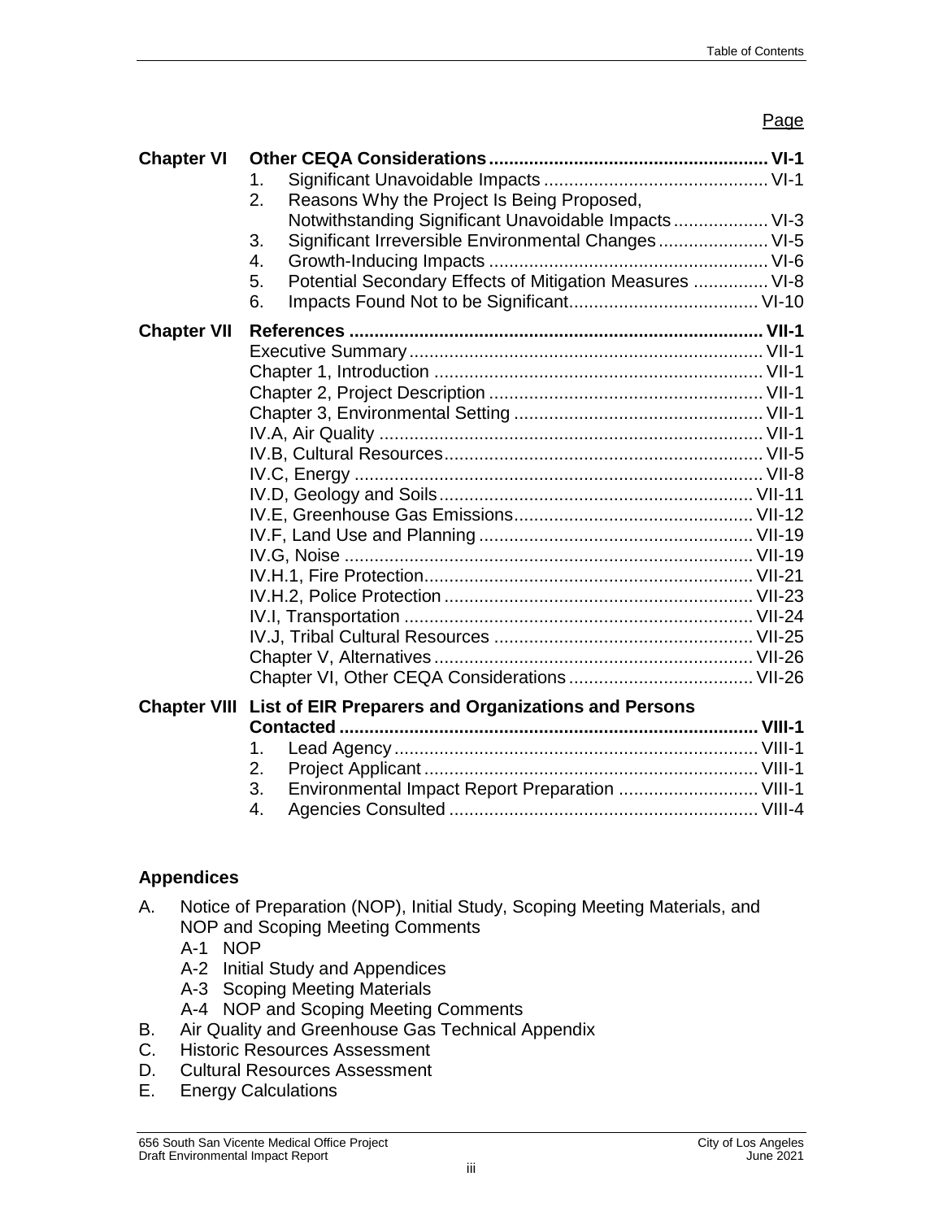| | | Page |
|---|---|---|
| **Chapter VI** | **Other CEQA Considerations** | **VI-1** |
| | 1. Significant Unavoidable Impacts | VI-1 |
| | 2. Reasons Why the Project Is Being Proposed, Notwithstanding Significant Unavoidable Impacts | VI-3 |
| | 3. Significant Irreversible Environmental Changes | VI-5 |
| | 4. Growth-Inducing Impacts | VI-6 |
| | 5. Potential Secondary Effects of Mitigation Measures | VI-8 |
| | 6. Impacts Found Not to be Significant | VI-10 |
| **Chapter VII** | **References** | **VII-1** |
| | Executive Summary | VII-1 |
| | Chapter 1, Introduction | VII-1 |
| | Chapter 2, Project Description | VII-1 |
| | Chapter 3, Environmental Setting | VII-1 |
| | IV.A, Air Quality | VII-1 |
| | IV.B, Cultural Resources | VII-5 |
| | IV.C, Energy | VII-8 |
| | IV.D, Geology and Soils | VII-11 |
| | IV.E, Greenhouse Gas Emissions | VII-12 |
| | IV.F, Land Use and Planning | VII-19 |
| | IV.G, Noise | VII-19 |
| | IV.H.1, Fire Protection | VII-21 |
| | IV.H.2, Police Protection | VII-23 |
| | IV.I, Transportation | VII-24 |
| | IV.J, Tribal Cultural Resources | VII-25 |
| | Chapter V, Alternatives | VII-26 |
| | Chapter VI, Other CEQA Considerations | VII-26 |
| **Chapter VIII** | **List of EIR Preparers and Organizations and Persons Contacted** | **VIII-1** |
| | 1. Lead Agency | VIII-1 |
| | 2. Project Applicant | VIII-1 |
| | 3. Environmental Impact Report Preparation | VIII-1 |
| | 4. Agencies Consulted | VIII-4 |

**Appendices**

A. Notice of Preparation (NOP), Initial Study, Scoping Meeting Materials, and NOP and Scoping Meeting Comments
   - A-1 NOP
   - A-2 Initial Study and Appendices
   - A-3 Scoping Meeting Materials
   - A-4 NOP and Scoping Meeting Comments

B. Air Quality and Greenhouse Gas Technical Appendix

C. Historic Resources Assessment

D. Cultural Resources Assessment

E. Energy Calculations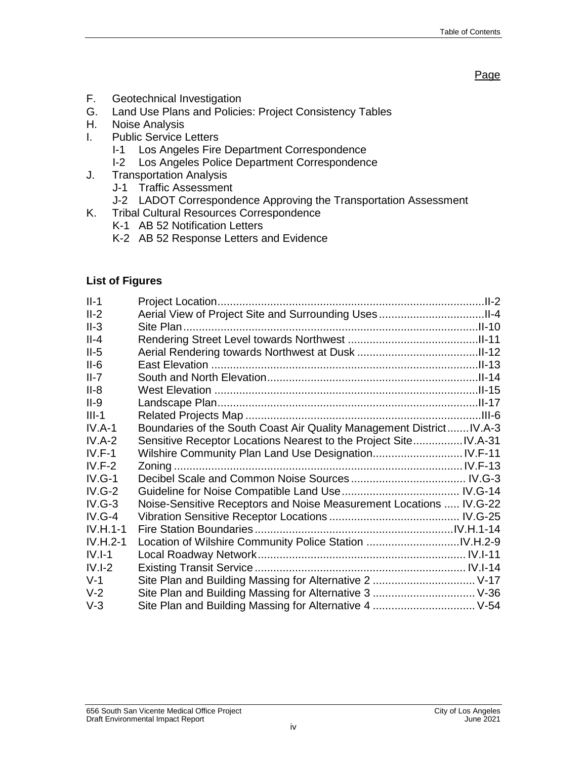Page

F. Geotechnical Investigation
G. Land Use Plans and Policies: Project Consistency Tables
H. Noise Analysis
I. Public Service Letters
   - I-1 Los Angeles Fire Department Correspondence
   - I-2 Los Angeles Police Department Correspondence
J. Transportation Analysis
   - J-1 Traffic Assessment
   - J-2 LADOT Correspondence Approving the Transportation Assessment
K. Tribal Cultural Resources Correspondence
   - K-1 AB 52 Notification Letters
   - K-2 AB 52 Response Letters and Evidence

## List of Figures

| | | |
|---|---|---|
| II-1 | Project Location | II-2 |
| II-2 | Aerial View of Project Site and Surrounding Uses | II-4 |
| II-3 | Site Plan | II-10 |
| II-4 | Rendering Street Level towards Northwest | II-11 |
| II-5 | Aerial Rendering towards Northwest at Dusk | II-12 |
| II-6 | East Elevation | II-13 |
| II-7 | South and North Elevation | II-14 |
| II-8 | West Elevation | II-15 |
| II-9 | Landscape Plan | II-17 |
| III-1 | Related Projects Map | III-6 |
| IV.A-1 | Boundaries of the South Coast Air Quality Management District | IV.A-3 |
| IV.A-2 | Sensitive Receptor Locations Nearest to the Project Site | IV.A-31 |
| IV.F-1 | Wilshire Community Plan Land Use Designation | IV.F-11 |
| IV.F-2 | Zoning | IV.F-13 |
| IV.G-1 | Decibel Scale and Common Noise Sources | IV.G-3 |
| IV.G-2 | Guideline for Noise Compatible Land Use | IV.G-14 |
| IV.G-3 | Noise-Sensitive Receptors and Noise Measurement Locations | IV.G-22 |
| IV.G-4 | Vibration Sensitive Receptor Locations | IV.G-25 |
| IV.H.1-1 | Fire Station Boundaries | IV.H.1-14 |
| IV.H.2-1 | Location of Wilshire Community Police Station | IV.H.2-9 |
| IV.I-1 | Local Roadway Network | IV.I-11 |
| IV.I-2 | Existing Transit Service | IV.I-14 |
| V-1 | Site Plan and Building Massing for Alternative 2 | V-17 |
| V-2 | Site Plan and Building Massing for Alternative 3 | V-36 |
| V-3 | Site Plan and Building Massing for Alternative 4 | V-54 |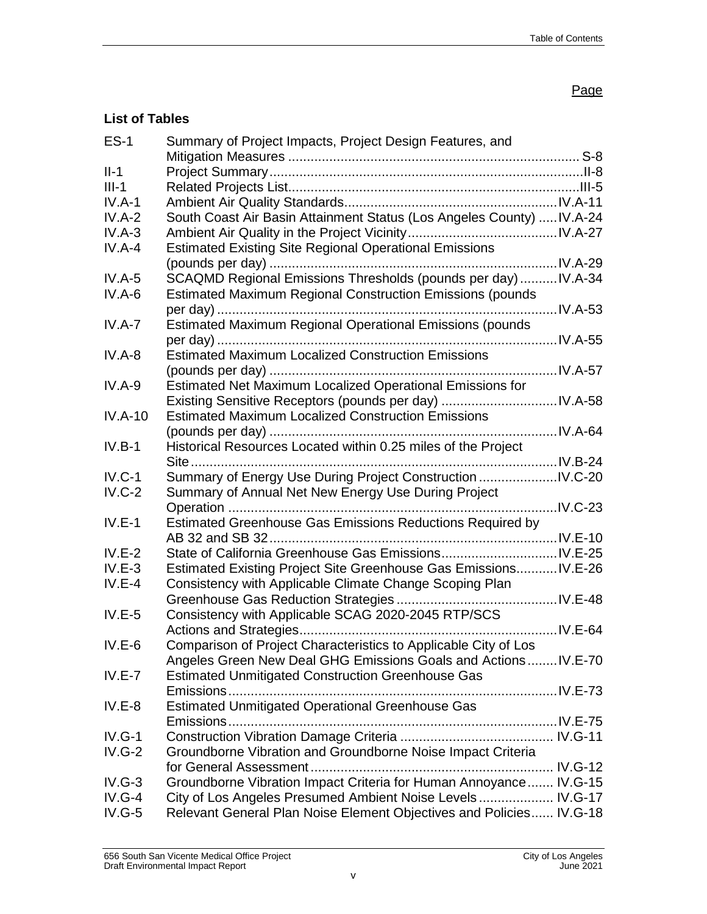Page

## List of Tables

| | | |
|---|---|---|
| ES-1 | Summary of Project Impacts, Project Design Features, and Mitigation Measures | S-8 |
| II-1 | Project Summary | II-8 |
| III-1 | Related Projects List | III-5 |
| IV.A-1 | Ambient Air Quality Standards | IV.A-11 |
| IV.A-2 | South Coast Air Basin Attainment Status (Los Angeles County) | IV.A-24 |
| IV.A-3 | Ambient Air Quality in the Project Vicinity | IV.A-27 |
| IV.A-4 | Estimated Existing Site Regional Operational Emissions (pounds per day) | IV.A-29 |
| IV.A-5 | SCAQMD Regional Emissions Thresholds (pounds per day) | IV.A-34 |
| IV.A-6 | Estimated Maximum Regional Construction Emissions (pounds per day) | IV.A-53 |
| IV.A-7 | Estimated Maximum Regional Operational Emissions (pounds per day) | IV.A-55 |
| IV.A-8 | Estimated Maximum Localized Construction Emissions (pounds per day) | IV.A-57 |
| IV.A-9 | Estimated Net Maximum Localized Operational Emissions for Existing Sensitive Receptors (pounds per day) | IV.A-58 |
| IV.A-10 | Estimated Maximum Localized Construction Emissions (pounds per day) | IV.A-64 |
| IV.B-1 | Historical Resources Located within 0.25 miles of the Project Site | IV.B-24 |
| IV.C-1 | Summary of Energy Use During Project Construction | IV.C-20 |
| IV.C-2 | Summary of Annual Net New Energy Use During Project Operation | IV.C-23 |
| IV.E-1 | Estimated Greenhouse Gas Emissions Reductions Required by AB 32 and SB 32 | IV.E-10 |
| IV.E-2 | State of California Greenhouse Gas Emissions | IV.E-25 |
| IV.E-3 | Estimated Existing Project Site Greenhouse Gas Emissions | IV.E-26 |
| IV.E-4 | Consistency with Applicable Climate Change Scoping Plan Greenhouse Gas Reduction Strategies | IV.E-48 |
| IV.E-5 | Consistency with Applicable SCAG 2020-2045 RTP/SCS Actions and Strategies | IV.E-64 |
| IV.E-6 | Comparison of Project Characteristics to Applicable City of Los Angeles Green New Deal GHG Emissions Goals and Actions | IV.E-70 |
| IV.E-7 | Estimated Unmitigated Construction Greenhouse Gas Emissions | IV.E-73 |
| IV.E-8 | Estimated Unmitigated Operational Greenhouse Gas Emissions | IV.E-75 |
| IV.G-1 | Construction Vibration Damage Criteria | IV.G-11 |
| IV.G-2 | Groundborne Vibration and Groundborne Noise Impact Criteria for General Assessment | IV.G-12 |
| IV.G-3 | Groundborne Vibration Impact Criteria for Human Annoyance | IV.G-15 |
| IV.G-4 | City of Los Angeles Presumed Ambient Noise Levels | IV.G-17 |
| IV.G-5 | Relevant General Plan Noise Element Objectives and Policies | IV.G-18 |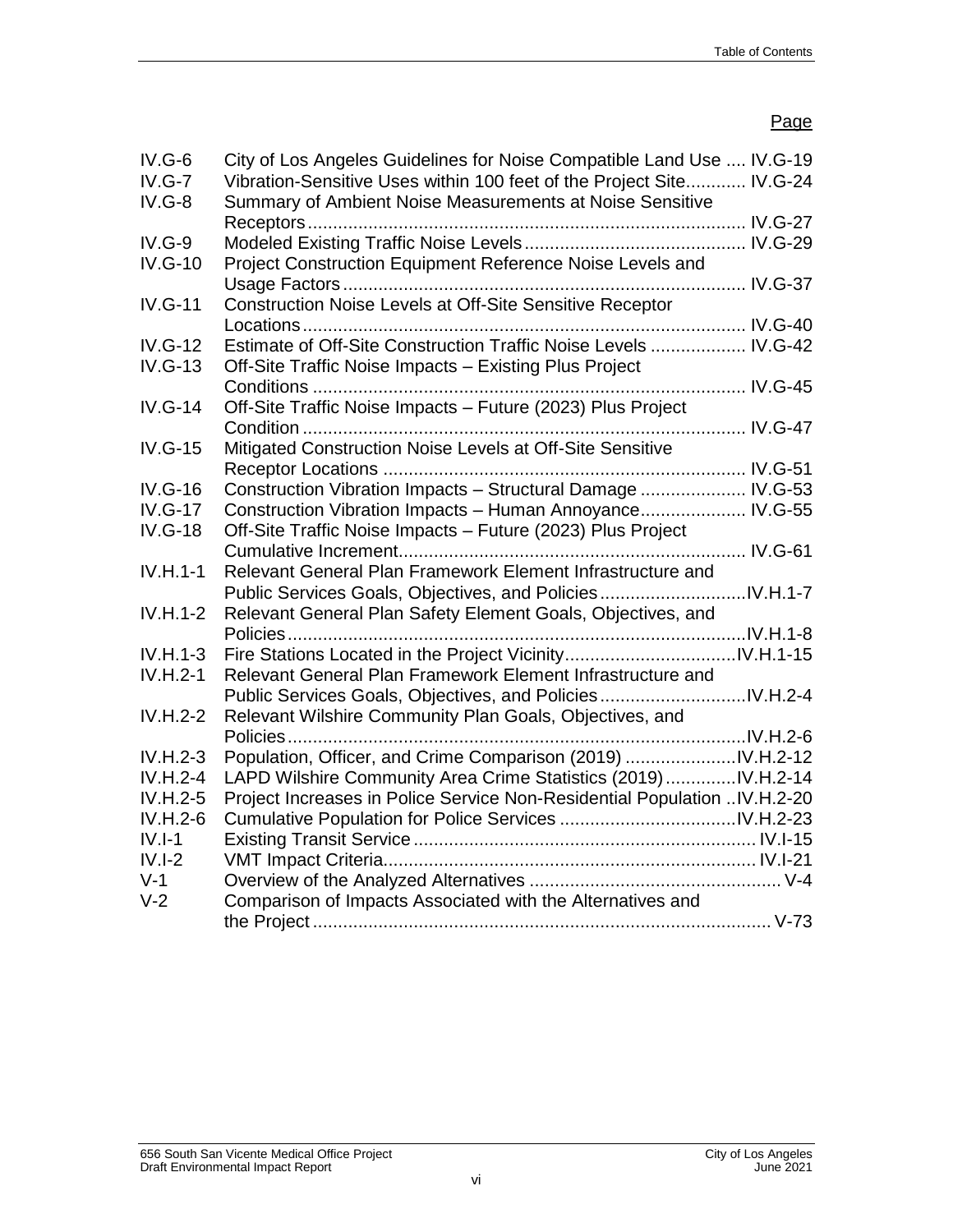| | | Page |
|---|---|---|
| IV.G-6 | City of Los Angeles Guidelines for Noise Compatible Land Use | IV.G-19 |
| IV.G-7 | Vibration-Sensitive Uses within 100 feet of the Project Site | IV.G-24 |
| IV.G-8 | Summary of Ambient Noise Measurements at Noise Sensitive Receptors | IV.G-27 |
| IV.G-9 | Modeled Existing Traffic Noise Levels | IV.G-29 |
| IV.G-10 | Project Construction Equipment Reference Noise Levels and Usage Factors | IV.G-37 |
| IV.G-11 | Construction Noise Levels at Off-Site Sensitive Receptor Locations | IV.G-40 |
| IV.G-12 | Estimate of Off-Site Construction Traffic Noise Levels | IV.G-42 |
| IV.G-13 | Off-Site Traffic Noise Impacts – Existing Plus Project Conditions | IV.G-45 |
| IV.G-14 | Off-Site Traffic Noise Impacts – Future (2023) Plus Project Condition | IV.G-47 |
| IV.G-15 | Mitigated Construction Noise Levels at Off-Site Sensitive Receptor Locations | IV.G-51 |
| IV.G-16 | Construction Vibration Impacts – Structural Damage | IV.G-53 |
| IV.G-17 | Construction Vibration Impacts – Human Annoyance | IV.G-55 |
| IV.G-18 | Off-Site Traffic Noise Impacts – Future (2023) Plus Project Cumulative Increment | IV.G-61 |
| IV.H.1-1 | Relevant General Plan Framework Element Infrastructure and Public Services Goals, Objectives, and Policies | IV.H.1-7 |
| IV.H.1-2 | Relevant General Plan Safety Element Goals, Objectives, and Policies | IV.H.1-8 |
| IV.H.1-3 | Fire Stations Located in the Project Vicinity | IV.H.1-15 |
| IV.H.2-1 | Relevant General Plan Framework Element Infrastructure and Public Services Goals, Objectives, and Policies | IV.H.2-4 |
| IV.H.2-2 | Relevant Wilshire Community Plan Goals, Objectives, and Policies | IV.H.2-6 |
| IV.H.2-3 | Population, Officer, and Crime Comparison (2019) | IV.H.2-12 |
| IV.H.2-4 | LAPD Wilshire Community Area Crime Statistics (2019) | IV.H.2-14 |
| IV.H.2-5 | Project Increases in Police Service Non-Residential Population | IV.H.2-20 |
| IV.H.2-6 | Cumulative Population for Police Services | IV.H.2-23 |
| IV.I-1 | Existing Transit Service | IV.I-15 |
| IV.I-2 | VMT Impact Criteria | IV.I-21 |
| V-1 | Overview of the Analyzed Alternatives | V-4 |
| V-2 | Comparison of Impacts Associated with the Alternatives and the Project | V-73 |